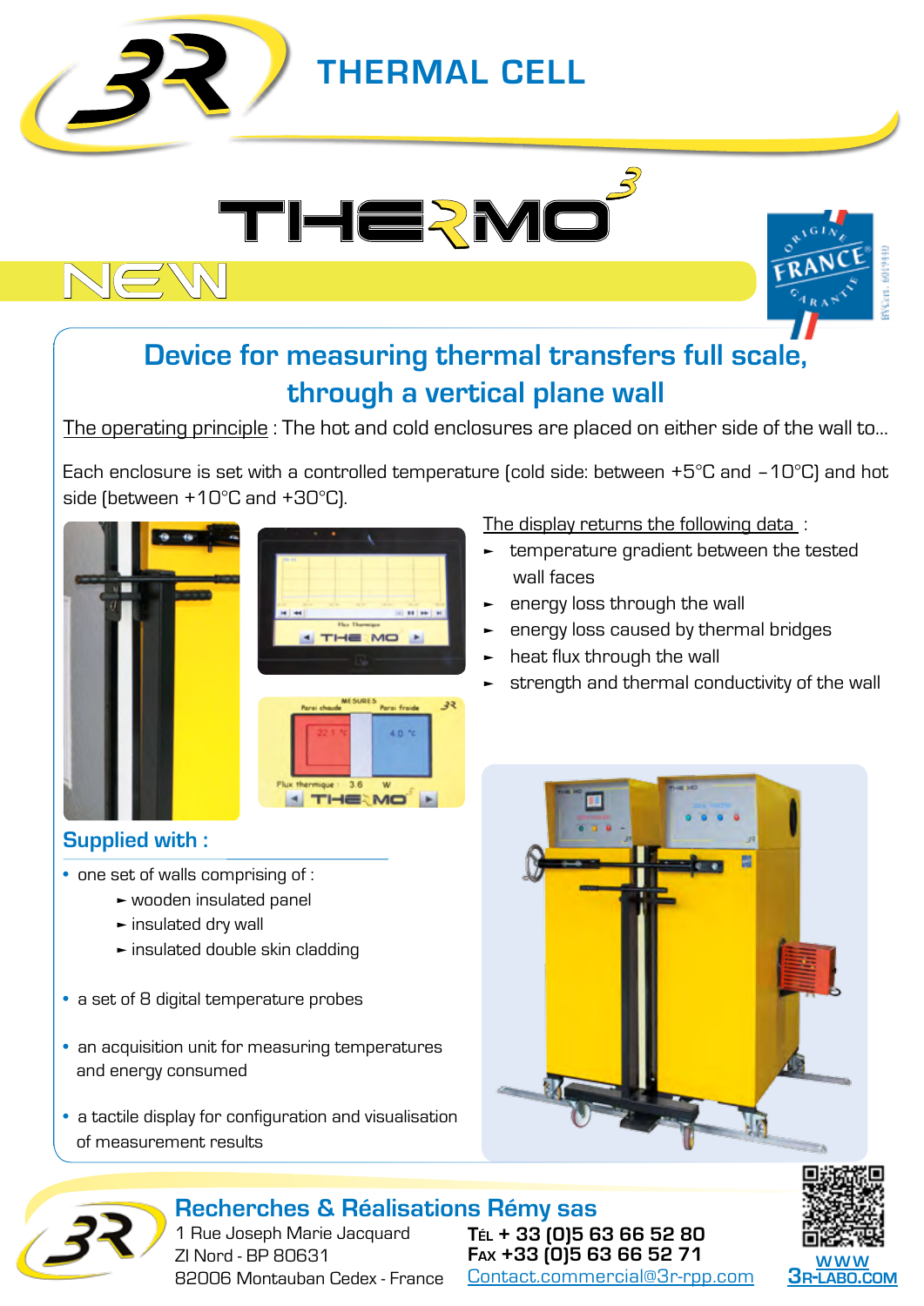# THERMAL CELL

## THERMO3

NEW

## Device for measuring thermal transfers full scale, through a vertical plane wall

The operating principle : The hot and cold enclosures are placed on either side of the wall to...

Each enclosure is set with a controlled temperature (cold side: between +5°C and –10°C) and hot side (between +10°C and +30°C).

The display returns the following data :

- temperature gradient between the tested wall faces
- energy loss through the wall
- energy loss caused by thermal bridges
- heat flux through the wall
- strength and thermal conductivity of the wall

### Supplied with :

- one set of walls comprising of :
  - wooden insulated panel
  - insulated dry wall
  - insulated double skin cladding
- a set of 8 digital temperature probes
- an acquisition unit for measuring temperatures and energy consumed
- a tactile display for configuration and visualisation of measurement results

**Recherches & Réalisations Rémy sas**

1 Rue Joseph Marie Jacquard
ZI Nord - BP 80631
82006 Montauban Cedex - France

Tél + 33 (0)5 63 66 52 80
Fax +33 (0)5 63 66 52 71
Contact.commercial@3r-rpp.com

www.3r-labo.com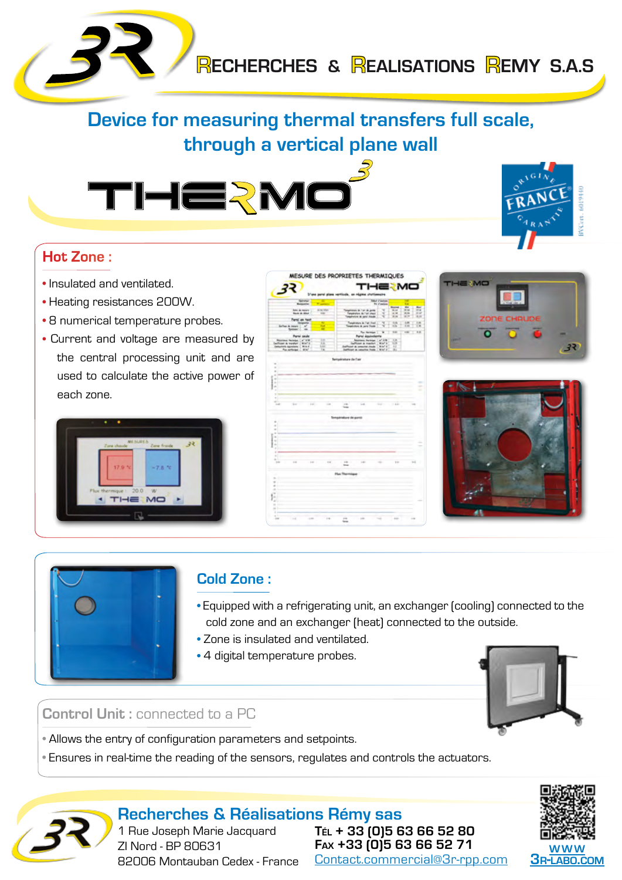# RECHERCHES & REALISATIONS REMY S.A.S

## Device for measuring thermal transfers full scale, through a vertical plane wall

THERMO³

### Hot Zone :

- Insulated and ventilated.
- Heating resistances 200W.
- 8 numerical temperature probes.
- Current and voltage are measured by the central processing unit and are used to calculate the active power of each zone.

### Cold Zone :

- Equipped with a refrigerating unit, an exchanger (cooling) connected to the cold zone and an exchanger (heat) connected to the outside.
- Zone is insulated and ventilated.
- 4 digital temperature probes.

### Control Unit : connected to a PC

- Allows the entry of configuration parameters and setpoints.
- Ensures in real-time the reading of the sensors, regulates and controls the actuators.

**Recherches & Réalisations Rémy sas**
1 Rue Joseph Marie Jacquard
ZI Nord - BP 80631
82006 Montauban Cedex - France

TÉL + 33 (0)5 63 66 52 80
FAX +33 (0)5 63 66 52 71
Contact.commercial@3r-rpp.com

WWW.3R-LABO.COM